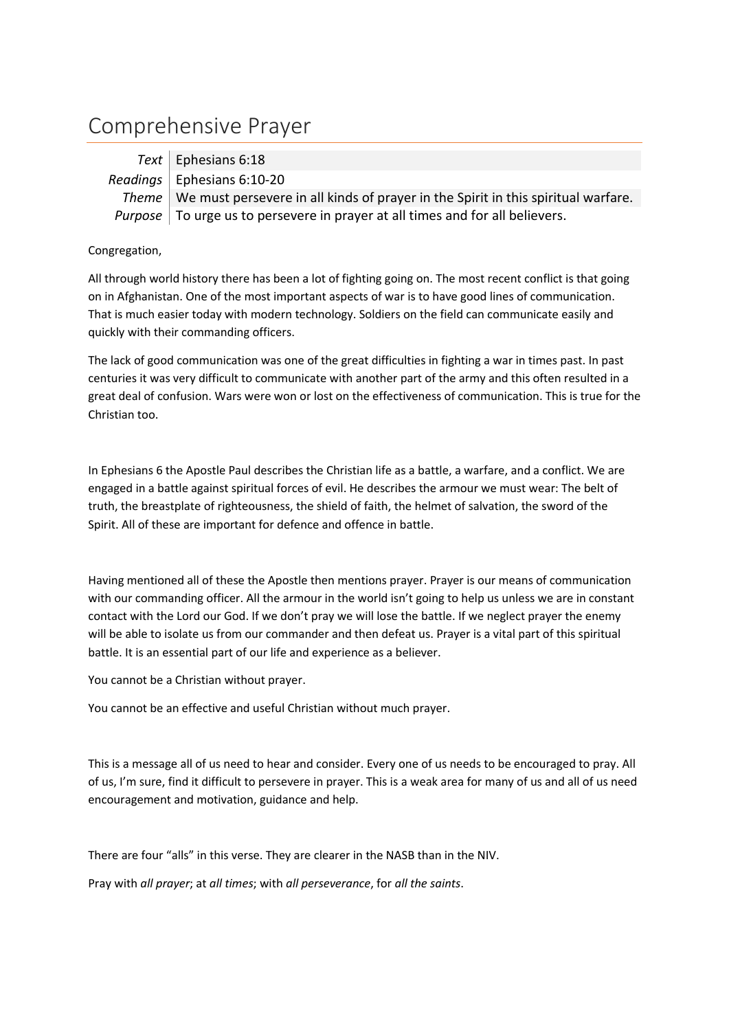# Comprehensive Prayer

| | |
|---|---|
| *Text* | Ephesians 6:18 |
| *Readings* | Ephesians 6:10-20 |
| *Theme* | We must persevere in all kinds of prayer in the Spirit in this spiritual warfare. |
| *Purpose* | To urge us to persevere in prayer at all times and for all believers. |

Congregation,

All through world history there has been a lot of fighting going on. The most recent conflict is that going on in Afghanistan. One of the most important aspects of war is to have good lines of communication. That is much easier today with modern technology. Soldiers on the field can communicate easily and quickly with their commanding officers.

The lack of good communication was one of the great difficulties in fighting a war in times past. In past centuries it was very difficult to communicate with another part of the army and this often resulted in a great deal of confusion. Wars were won or lost on the effectiveness of communication. This is true for the Christian too.

In Ephesians 6 the Apostle Paul describes the Christian life as a battle, a warfare, and a conflict. We are engaged in a battle against spiritual forces of evil. He describes the armour we must wear: The belt of truth, the breastplate of righteousness, the shield of faith, the helmet of salvation, the sword of the Spirit. All of these are important for defence and offence in battle.

Having mentioned all of these the Apostle then mentions prayer. Prayer is our means of communication with our commanding officer. All the armour in the world isn't going to help us unless we are in constant contact with the Lord our God. If we don't pray we will lose the battle. If we neglect prayer the enemy will be able to isolate us from our commander and then defeat us. Prayer is a vital part of this spiritual battle. It is an essential part of our life and experience as a believer.

You cannot be a Christian without prayer.

You cannot be an effective and useful Christian without much prayer.

This is a message all of us need to hear and consider. Every one of us needs to be encouraged to pray. All of us, I'm sure, find it difficult to persevere in prayer. This is a weak area for many of us and all of us need encouragement and motivation, guidance and help.

There are four "alls" in this verse. They are clearer in the NASB than in the NIV.

Pray with *all prayer*; at *all times*; with *all perseverance*, for *all the saints*.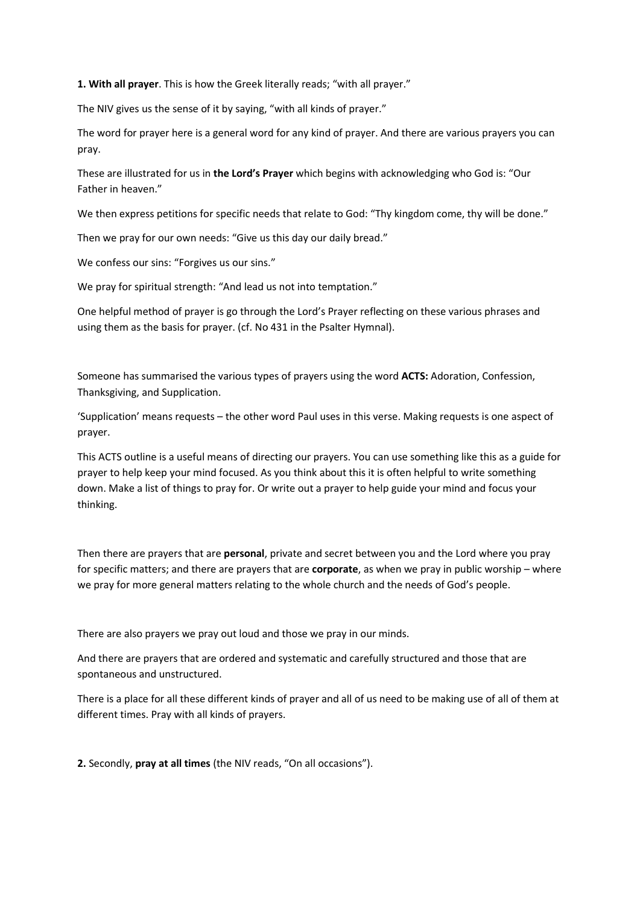**1. With all prayer**. This is how the Greek literally reads; "with all prayer."

The NIV gives us the sense of it by saying, "with all kinds of prayer."

The word for prayer here is a general word for any kind of prayer. And there are various prayers you can pray.

These are illustrated for us in **the Lord's Prayer** which begins with acknowledging who God is: "Our Father in heaven."

We then express petitions for specific needs that relate to God: "Thy kingdom come, thy will be done."

Then we pray for our own needs: "Give us this day our daily bread."

We confess our sins: "Forgives us our sins."

We pray for spiritual strength: "And lead us not into temptation."

One helpful method of prayer is go through the Lord's Prayer reflecting on these various phrases and using them as the basis for prayer. (cf. No 431 in the Psalter Hymnal).

Someone has summarised the various types of prayers using the word **ACTS:** Adoration, Confession, Thanksgiving, and Supplication.

'Supplication' means requests – the other word Paul uses in this verse. Making requests is one aspect of prayer.

This ACTS outline is a useful means of directing our prayers. You can use something like this as a guide for prayer to help keep your mind focused. As you think about this it is often helpful to write something down. Make a list of things to pray for. Or write out a prayer to help guide your mind and focus your thinking.

Then there are prayers that are **personal**, private and secret between you and the Lord where you pray for specific matters; and there are prayers that are **corporate**, as when we pray in public worship – where we pray for more general matters relating to the whole church and the needs of God's people.

There are also prayers we pray out loud and those we pray in our minds.

And there are prayers that are ordered and systematic and carefully structured and those that are spontaneous and unstructured.

There is a place for all these different kinds of prayer and all of us need to be making use of all of them at different times. Pray with all kinds of prayers.

**2.** Secondly, **pray at all times** (the NIV reads, "On all occasions").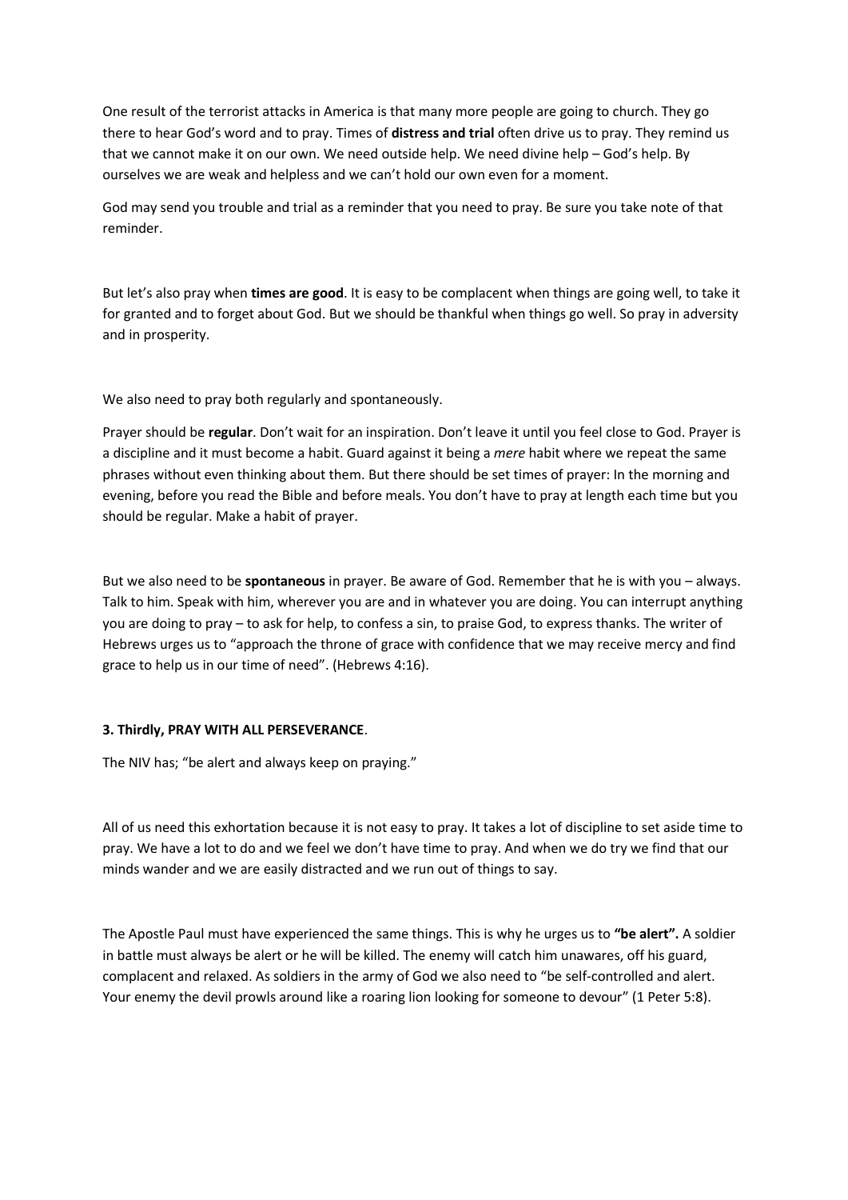One result of the terrorist attacks in America is that many more people are going to church. They go there to hear God's word and to pray. Times of **distress and trial** often drive us to pray. They remind us that we cannot make it on our own. We need outside help. We need divine help – God's help. By ourselves we are weak and helpless and we can't hold our own even for a moment.

God may send you trouble and trial as a reminder that you need to pray. Be sure you take note of that reminder.

But let's also pray when **times are good**. It is easy to be complacent when things are going well, to take it for granted and to forget about God. But we should be thankful when things go well. So pray in adversity and in prosperity.

We also need to pray both regularly and spontaneously.

Prayer should be **regular**. Don't wait for an inspiration. Don't leave it until you feel close to God. Prayer is a discipline and it must become a habit. Guard against it being a *mere* habit where we repeat the same phrases without even thinking about them. But there should be set times of prayer: In the morning and evening, before you read the Bible and before meals. You don't have to pray at length each time but you should be regular. Make a habit of prayer.

But we also need to be **spontaneous** in prayer. Be aware of God. Remember that he is with you – always. Talk to him. Speak with him, wherever you are and in whatever you are doing. You can interrupt anything you are doing to pray – to ask for help, to confess a sin, to praise God, to express thanks. The writer of Hebrews urges us to "approach the throne of grace with confidence that we may receive mercy and find grace to help us in our time of need". (Hebrews 4:16).

**3. Thirdly, PRAY WITH ALL PERSEVERANCE**.

The NIV has; "be alert and always keep on praying."

All of us need this exhortation because it is not easy to pray. It takes a lot of discipline to set aside time to pray. We have a lot to do and we feel we don't have time to pray. And when we do try we find that our minds wander and we are easily distracted and we run out of things to say.

The Apostle Paul must have experienced the same things. This is why he urges us to **"be alert".** A soldier in battle must always be alert or he will be killed. The enemy will catch him unawares, off his guard, complacent and relaxed. As soldiers in the army of God we also need to "be self-controlled and alert. Your enemy the devil prowls around like a roaring lion looking for someone to devour" (1 Peter 5:8).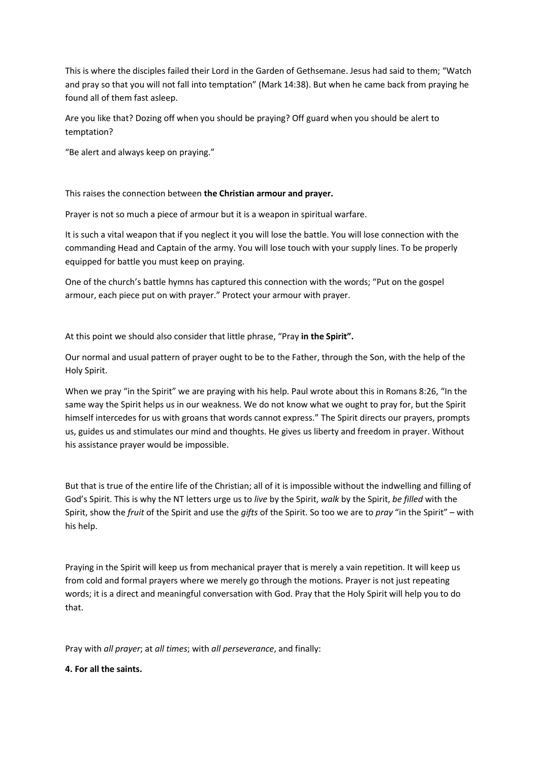This is where the disciples failed their Lord in the Garden of Gethsemane. Jesus had said to them; "Watch and pray so that you will not fall into temptation" (Mark 14:38). But when he came back from praying he found all of them fast asleep.

Are you like that? Dozing off when you should be praying? Off guard when you should be alert to temptation?

"Be alert and always keep on praying."

This raises the connection between **the Christian armour and prayer.**

Prayer is not so much a piece of armour but it is a weapon in spiritual warfare.

It is such a vital weapon that if you neglect it you will lose the battle. You will lose connection with the commanding Head and Captain of the army. You will lose touch with your supply lines. To be properly equipped for battle you must keep on praying.

One of the church's battle hymns has captured this connection with the words; "Put on the gospel armour, each piece put on with prayer." Protect your armour with prayer.

At this point we should also consider that little phrase, "Pray **in the Spirit".**

Our normal and usual pattern of prayer ought to be to the Father, through the Son, with the help of the Holy Spirit.

When we pray "in the Spirit" we are praying with his help. Paul wrote about this in Romans 8:26, "In the same way the Spirit helps us in our weakness. We do not know what we ought to pray for, but the Spirit himself intercedes for us with groans that words cannot express." The Spirit directs our prayers, prompts us, guides us and stimulates our mind and thoughts. He gives us liberty and freedom in prayer. Without his assistance prayer would be impossible.

But that is true of the entire life of the Christian; all of it is impossible without the indwelling and filling of God's Spirit. This is why the NT letters urge us to *live* by the Spirit, *walk* by the Spirit, *be filled* with the Spirit, show the *fruit* of the Spirit and use the *gifts* of the Spirit. So too we are to *pray* "in the Spirit" – with his help.

Praying in the Spirit will keep us from mechanical prayer that is merely a vain repetition. It will keep us from cold and formal prayers where we merely go through the motions. Prayer is not just repeating words; it is a direct and meaningful conversation with God. Pray that the Holy Spirit will help you to do that.

Pray with *all prayer*; at *all times*; with *all perseverance*, and finally:

**4. For all the saints.**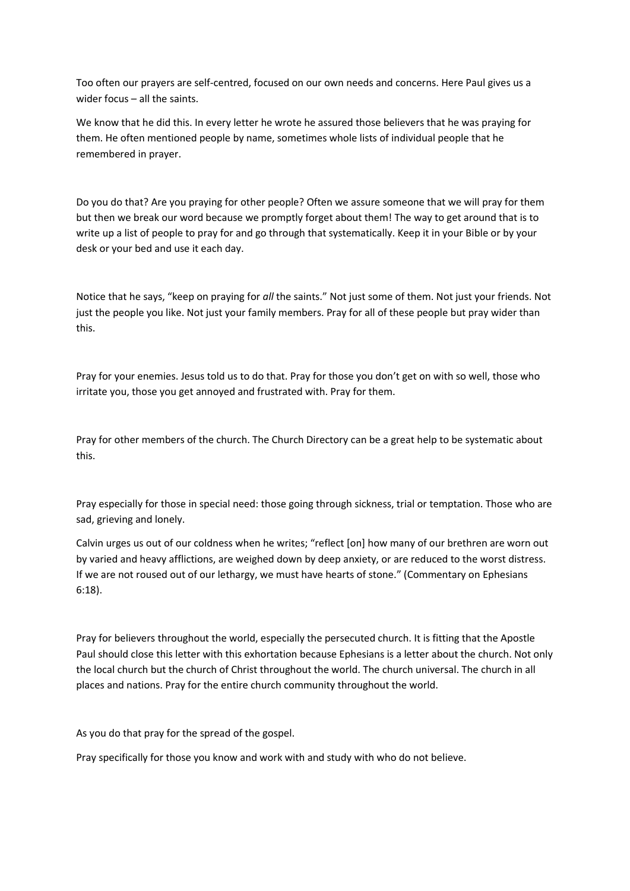Too often our prayers are self-centred, focused on our own needs and concerns. Here Paul gives us a wider focus – all the saints.

We know that he did this. In every letter he wrote he assured those believers that he was praying for them. He often mentioned people by name, sometimes whole lists of individual people that he remembered in prayer.

Do you do that? Are you praying for other people? Often we assure someone that we will pray for them but then we break our word because we promptly forget about them! The way to get around that is to write up a list of people to pray for and go through that systematically. Keep it in your Bible or by your desk or your bed and use it each day.

Notice that he says, "keep on praying for *all* the saints." Not just some of them. Not just your friends. Not just the people you like. Not just your family members. Pray for all of these people but pray wider than this.

Pray for your enemies. Jesus told us to do that. Pray for those you don't get on with so well, those who irritate you, those you get annoyed and frustrated with. Pray for them.

Pray for other members of the church. The Church Directory can be a great help to be systematic about this.

Pray especially for those in special need: those going through sickness, trial or temptation. Those who are sad, grieving and lonely.

Calvin urges us out of our coldness when he writes; "reflect [on] how many of our brethren are worn out by varied and heavy afflictions, are weighed down by deep anxiety, or are reduced to the worst distress. If we are not roused out of our lethargy, we must have hearts of stone." (Commentary on Ephesians 6:18).

Pray for believers throughout the world, especially the persecuted church. It is fitting that the Apostle Paul should close this letter with this exhortation because Ephesians is a letter about the church. Not only the local church but the church of Christ throughout the world. The church universal. The church in all places and nations. Pray for the entire church community throughout the world.

As you do that pray for the spread of the gospel.

Pray specifically for those you know and work with and study with who do not believe.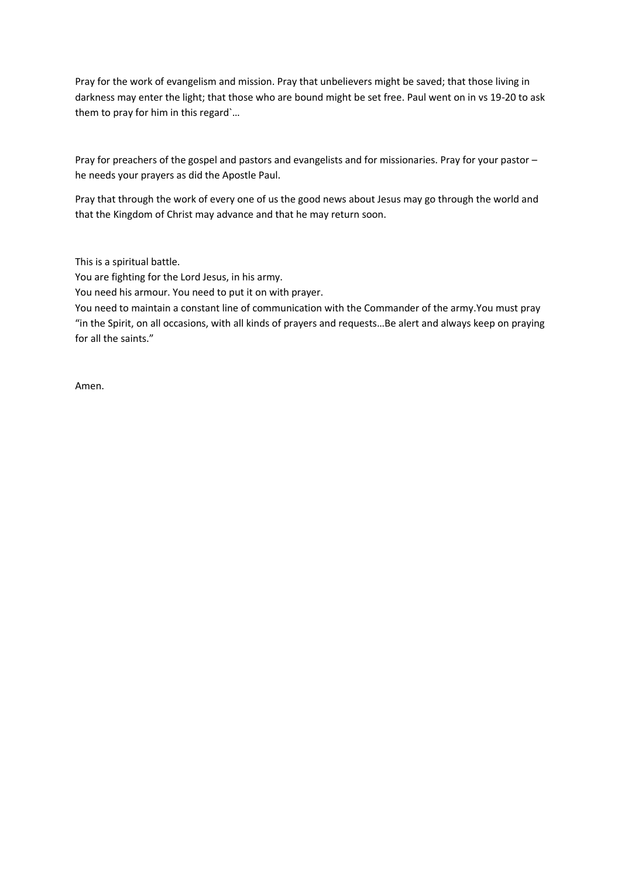Pray for the work of evangelism and mission. Pray that unbelievers might be saved; that those living in darkness may enter the light; that those who are bound might be set free. Paul went on in vs 19-20 to ask them to pray for him in this regard`…

Pray for preachers of the gospel and pastors and evangelists and for missionaries. Pray for your pastor – he needs your prayers as did the Apostle Paul.

Pray that through the work of every one of us the good news about Jesus may go through the world and that the Kingdom of Christ may advance and that he may return soon.

This is a spiritual battle.
You are fighting for the Lord Jesus, in his army.
You need his armour. You need to put it on with prayer.
You need to maintain a constant line of communication with the Commander of the army.You must pray "in the Spirit, on all occasions, with all kinds of prayers and requests…Be alert and always keep on praying for all the saints."

Amen.